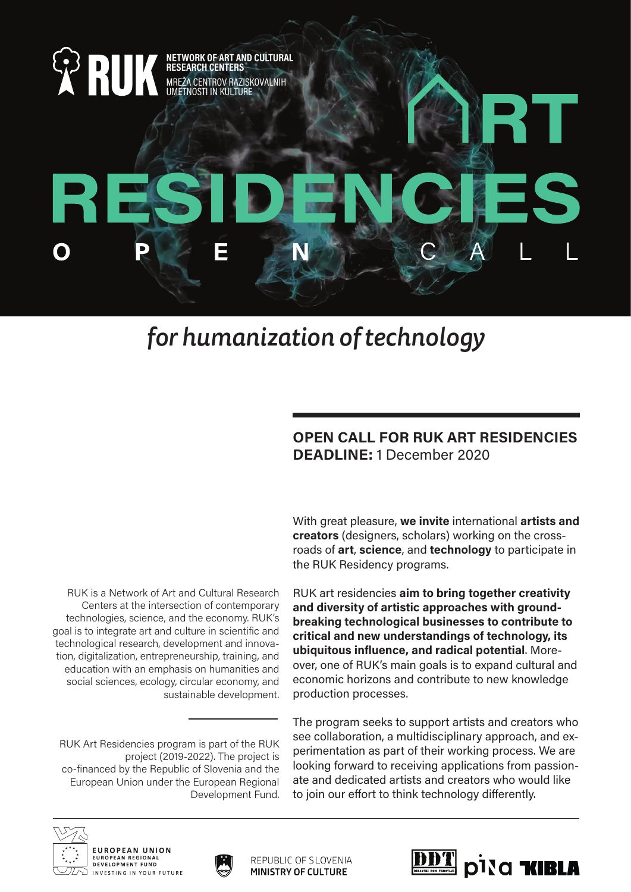RUK

**NETWORK OF ART AND CULTURAL RESEARCH CENTERS**

MREŽA CENTROV RAZISKOVALNIH UMETNOSTI IN KULTURE

# ART RESIDENCIES

O P E N C A L L

*for humanization of technology*

## OPEN CALL FOR RUK ART RESIDENCIES

**DEADLINE:** 1 December 2020

With great pleasure, **we invite** international **artists and creators** (designers, scholars) working on the crossroads of **art**, **science**, and **technology** to participate in the RUK Residency programs.

RUK art residencies **aim to bring together creativity and diversity of artistic approaches with groundbreaking technological businesses to contribute to critical and new understandings of technology, its ubiquitous influence, and radical potential**. Moreover, one of RUK's main goals is to expand cultural and economic horizons and contribute to new knowledge production processes.

The program seeks to support artists and creators who see collaboration, a multidisciplinary approach, and experimentation as part of their working process. We are looking forward to receiving applications from passionate and dedicated artists and creators who would like to join our effort to think technology differently.

RUK is a Network of Art and Cultural Research Centers at the intersection of contemporary technologies, science, and the economy. RUK's goal is to integrate art and culture in scientific and technological research, development and innovation, digitalization, entrepreneurship, training, and education with an emphasis on humanities and social sciences, ecology, circular economy, and sustainable development.

RUK Art Residencies program is part of the RUK project (2019-2022). The project is co-financed by the Republic of Slovenia and the European Union under the European Regional Development Fund.

EUROPEAN UNION
EUROPEAN REGIONAL DEVELOPMENT FUND
INVESTING IN YOUR FUTURE

REPUBLIC OF SLOVENIA
MINISTRY OF CULTURE

DDT pina KIBLA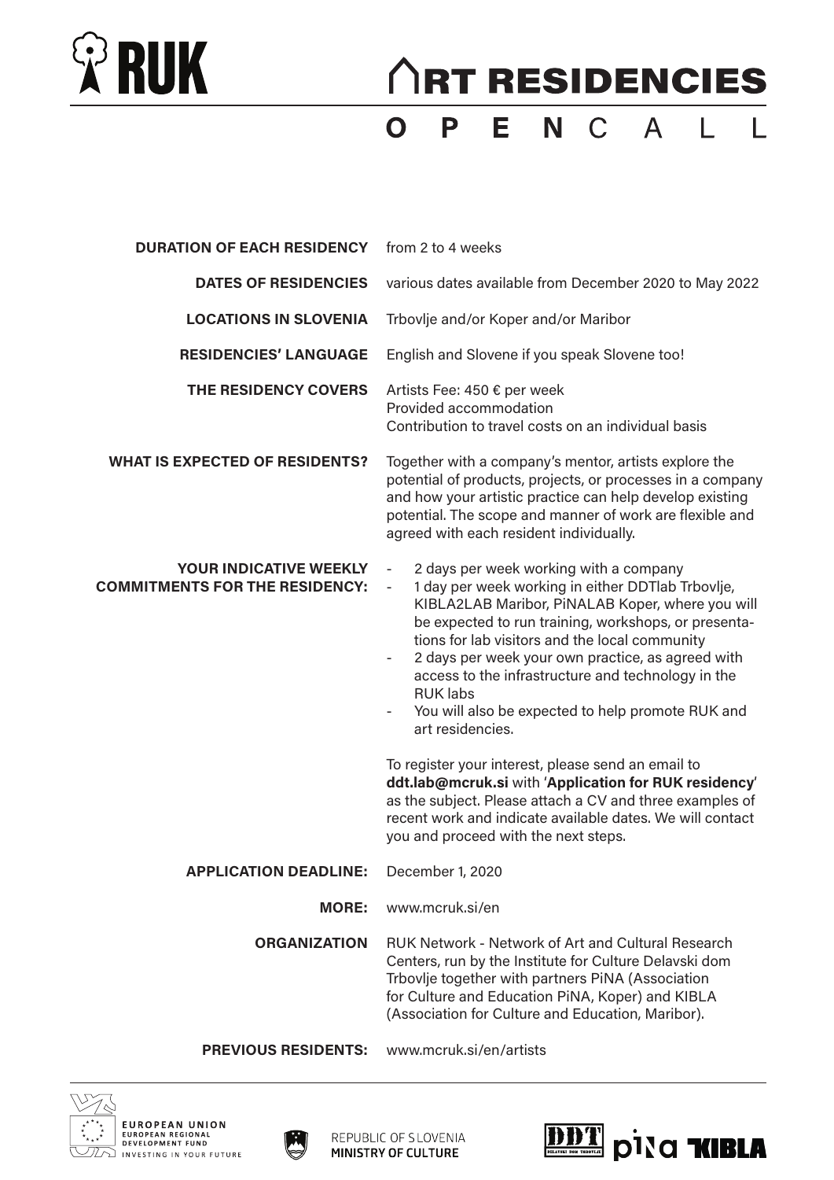# RUK

# ART RESIDENCIES

## OPEN CALL

**DURATION OF EACH RESIDENCY** from 2 to 4 weeks

**DATES OF RESIDENCIES** various dates available from December 2020 to May 2022

**LOCATIONS IN SLOVENIA** Trbovlje and/or Koper and/or Maribor

**RESIDENCIES' LANGUAGE** English and Slovene if you speak Slovene too!

**THE RESIDENCY COVERS**
Artists Fee: 450 € per week
Provided accommodation
Contribution to travel costs on an individual basis

**WHAT IS EXPECTED OF RESIDENTS?**
Together with a company's mentor, artists explore the potential of products, projects, or processes in a company and how your artistic practice can help develop existing potential. The scope and manner of work are flexible and agreed with each resident individually.

**YOUR INDICATIVE WEEKLY COMMITMENTS FOR THE RESIDENCY:**

- 2 days per week working with a company
- 1 day per week working in either DDTlab Trbovlje, KIBLA2LAB Maribor, PiNALAB Koper, where you will be expected to run training, workshops, or presentations for lab visitors and the local community
- 2 days per week your own practice, as agreed with access to the infrastructure and technology in the RUK labs
- You will also be expected to help promote RUK and art residencies.

To register your interest, please send an email to **ddt.lab@mcruk.si** with '**Application for RUK residency**' as the subject. Please attach a CV and three examples of recent work and indicate available dates. We will contact you and proceed with the next steps.

**APPLICATION DEADLINE:** December 1, 2020

**MORE:** www.mcruk.si/en

**ORGANIZATION**
RUK Network - Network of Art and Cultural Research Centers, run by the Institute for Culture Delavski dom Trbovlje together with partners PiNA (Association for Culture and Education PiNA, Koper) and KIBLA (Association for Culture and Education, Maribor).

**PREVIOUS RESIDENTS:** www.mcruk.si/en/artists

EUROPEAN UNION
EUROPEAN REGIONAL DEVELOPMENT FUND
INVESTING IN YOUR FUTURE

REPUBLIC OF SLOVENIA
MINISTRY OF CULTURE

DDT DELAVSKI DOM TRBOVLJE  PiNA  KIBLA